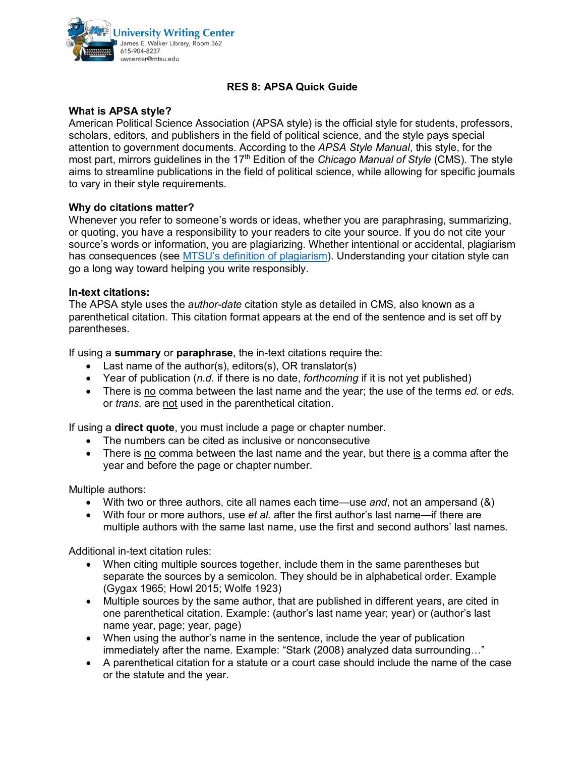University Writing Center
James E. Walker Library, Room 362
615-904-8237
uwcenter@mtsu.edu

# RES 8: APSA Quick Guide

**What is APSA style?**

American Political Science Association (APSA style) is the official style for students, professors, scholars, editors, and publishers in the field of political science, and the style pays special attention to government documents. According to the *APSA Style Manual*, this style, for the most part, mirrors guidelines in the 17th Edition of the *Chicago Manual of Style* (CMS). The style aims to streamline publications in the field of political science, while allowing for specific journals to vary in their style requirements.

**Why do citations matter?**

Whenever you refer to someone's words or ideas, whether you are paraphrasing, summarizing, or quoting, you have a responsibility to your readers to cite your source. If you do not cite your source's words or information, you are plagiarizing. Whether intentional or accidental, plagiarism has consequences (see MTSU's definition of plagiarism). Understanding your citation style can go a long way toward helping you write responsibly.

**In-text citations:**

The APSA style uses the *author-date* citation style as detailed in CMS, also known as a parenthetical citation. This citation format appears at the end of the sentence and is set off by parentheses.

If using a **summary** or **paraphrase**, the in-text citations require the:

- Last name of the author(s), editors(s), OR translator(s)
- Year of publication (*n.d.* if there is no date, *forthcoming* if it is not yet published)
- There is no comma between the last name and the year; the use of the terms *ed.* or *eds.* or *trans.* are not used in the parenthetical citation.

If using a **direct quote**, you must include a page or chapter number.

- The numbers can be cited as inclusive or nonconsecutive
- There is no comma between the last name and the year, but there is a comma after the year and before the page or chapter number.

Multiple authors:

- With two or three authors, cite all names each time—use *and*, not an ampersand (&)
- With four or more authors, use *et al.* after the first author's last name—if there are multiple authors with the same last name, use the first and second authors' last names.

Additional in-text citation rules:

- When citing multiple sources together, include them in the same parentheses but separate the sources by a semicolon. They should be in alphabetical order. Example (Gygax 1965; Howl 2015; Wolfe 1923)
- Multiple sources by the same author, that are published in different years, are cited in one parenthetical citation. Example: (author's last name year; year) or (author's last name year, page; year, page)
- When using the author's name in the sentence, include the year of publication immediately after the name. Example: "Stark (2008) analyzed data surrounding…"
- A parenthetical citation for a statute or a court case should include the name of the case or the statute and the year.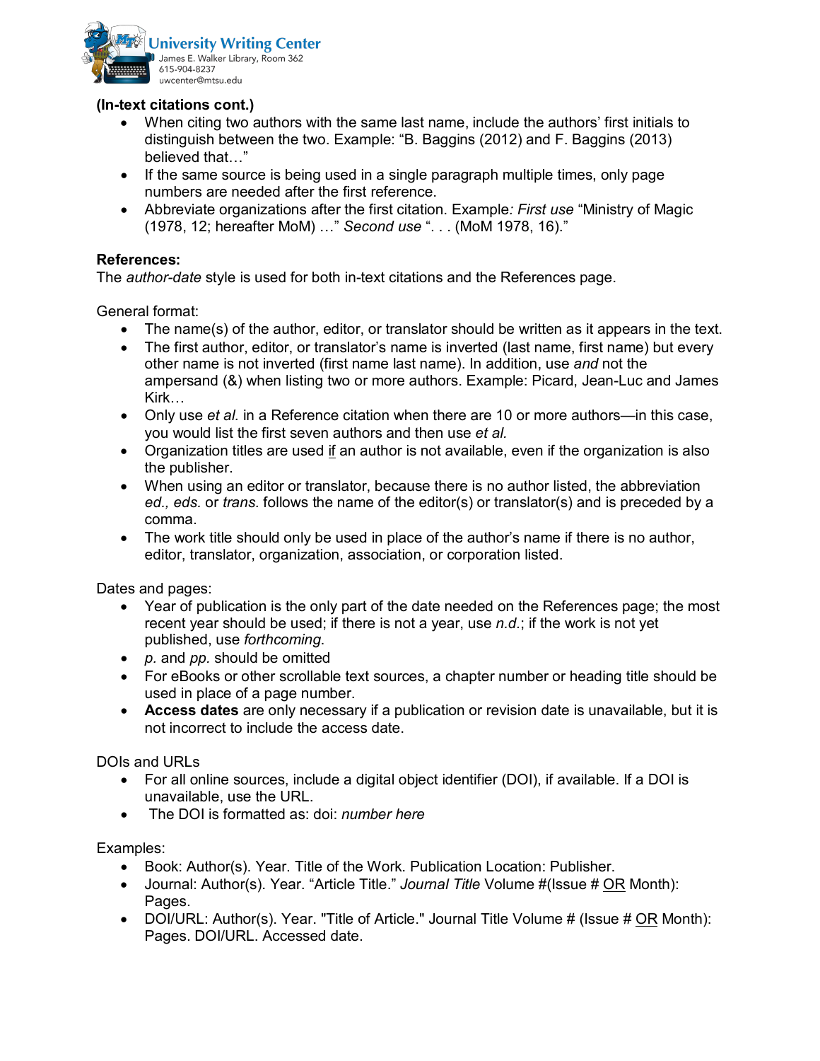**(In-text citations cont.)**

- When citing two authors with the same last name, include the authors' first initials to distinguish between the two. Example: "B. Baggins (2012) and F. Baggins (2013) believed that…"
- If the same source is being used in a single paragraph multiple times, only page numbers are needed after the first reference.
- Abbreviate organizations after the first citation. Example*: First use* "Ministry of Magic (1978, 12; hereafter MoM) …" *Second use* ". . . (MoM 1978, 16)."

**References:**

The *author-date* style is used for both in-text citations and the References page.

General format:

- The name(s) of the author, editor, or translator should be written as it appears in the text.
- The first author, editor, or translator's name is inverted (last name, first name) but every other name is not inverted (first name last name). In addition, use *and* not the ampersand (&) when listing two or more authors. Example: Picard, Jean-Luc and James Kirk…
- Only use *et al.* in a Reference citation when there are 10 or more authors—in this case, you would list the first seven authors and then use *et al.*
- Organization titles are used <u>if</u> an author is not available, even if the organization is also the publisher.
- When using an editor or translator, because there is no author listed, the abbreviation *ed., eds.* or *trans.* follows the name of the editor(s) or translator(s) and is preceded by a comma.
- The work title should only be used in place of the author's name if there is no author, editor, translator, organization, association, or corporation listed.

Dates and pages:

- Year of publication is the only part of the date needed on the References page; the most recent year should be used; if there is not a year, use *n.d.*; if the work is not yet published, use *forthcoming*.
- *p.* and *pp.* should be omitted
- For eBooks or other scrollable text sources, a chapter number or heading title should be used in place of a page number.
- **Access dates** are only necessary if a publication or revision date is unavailable, but it is not incorrect to include the access date.

DOIs and URLs

- For all online sources, include a digital object identifier (DOI), if available. If a DOI is unavailable, use the URL.
- The DOI is formatted as: doi: *number here*

Examples:

- Book: Author(s). Year. Title of the Work. Publication Location: Publisher.
- Journal: Author(s). Year. "Article Title." *Journal Title* Volume #(Issue # <u>OR</u> Month): Pages.
- DOI/URL: Author(s). Year. "Title of Article." Journal Title Volume # (Issue # <u>OR</u> Month): Pages. DOI/URL. Accessed date.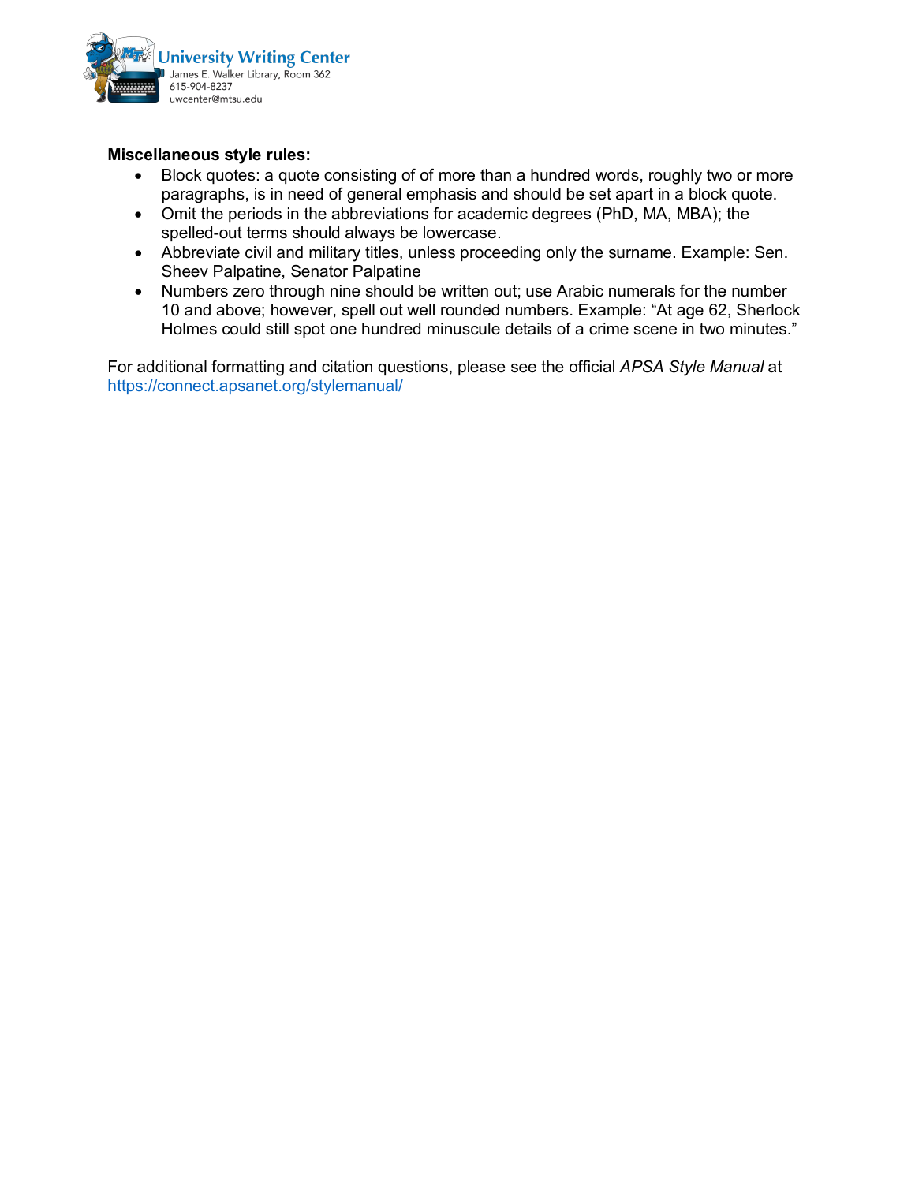**Miscellaneous style rules:**

- Block quotes: a quote consisting of of more than a hundred words, roughly two or more paragraphs, is in need of general emphasis and should be set apart in a block quote.
- Omit the periods in the abbreviations for academic degrees (PhD, MA, MBA); the spelled-out terms should always be lowercase.
- Abbreviate civil and military titles, unless proceeding only the surname. Example: Sen. Sheev Palpatine, Senator Palpatine
- Numbers zero through nine should be written out; use Arabic numerals for the number 10 and above; however, spell out well rounded numbers. Example: "At age 62, Sherlock Holmes could still spot one hundred minuscule details of a crime scene in two minutes."

For additional formatting and citation questions, please see the official *APSA Style Manual* at https://connect.apsanet.org/stylemanual/